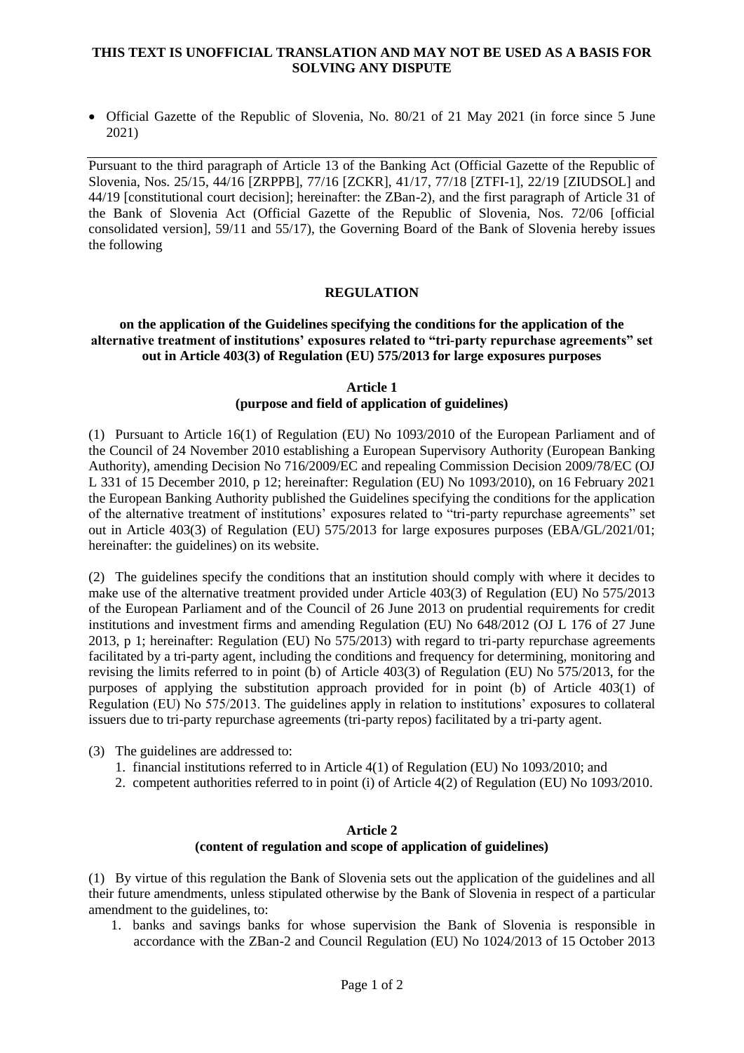**THIS TEXT IS UNOFFICIAL TRANSLATION AND MAY NOT BE USED AS A BASIS FOR SOLVING ANY DISPUTE**

- Official Gazette of the Republic of Slovenia, No. 80/21 of 21 May 2021 (in force since 5 June 2021)

---

Pursuant to the third paragraph of Article 13 of the Banking Act (Official Gazette of the Republic of Slovenia, Nos. 25/15, 44/16 [ZRPPB], 77/16 [ZCKR], 41/17, 77/18 [ZTFI-1], 22/19 [ZIUDSOL] and 44/19 [constitutional court decision]; hereinafter: the ZBan-2), and the first paragraph of Article 31 of the Bank of Slovenia Act (Official Gazette of the Republic of Slovenia, Nos. 72/06 [official consolidated version], 59/11 and 55/17), the Governing Board of the Bank of Slovenia hereby issues the following

# REGULATION

## on the application of the Guidelines specifying the conditions for the application of the alternative treatment of institutions' exposures related to "tri-party repurchase agreements" set out in Article 403(3) of Regulation (EU) 575/2013 for large exposures purposes

### Article 1
### (purpose and field of application of guidelines)

(1) Pursuant to Article 16(1) of Regulation (EU) No 1093/2010 of the European Parliament and of the Council of 24 November 2010 establishing a European Supervisory Authority (European Banking Authority), amending Decision No 716/2009/EC and repealing Commission Decision 2009/78/EC (OJ L 331 of 15 December 2010, p 12; hereinafter: Regulation (EU) No 1093/2010), on 16 February 2021 the European Banking Authority published the Guidelines specifying the conditions for the application of the alternative treatment of institutions' exposures related to "tri-party repurchase agreements" set out in Article 403(3) of Regulation (EU) 575/2013 for large exposures purposes (EBA/GL/2021/01; hereinafter: the guidelines) on its website.

(2) The guidelines specify the conditions that an institution should comply with where it decides to make use of the alternative treatment provided under Article 403(3) of Regulation (EU) No 575/2013 of the European Parliament and of the Council of 26 June 2013 on prudential requirements for credit institutions and investment firms and amending Regulation (EU) No 648/2012 (OJ L 176 of 27 June 2013, p 1; hereinafter: Regulation (EU) No 575/2013) with regard to tri-party repurchase agreements facilitated by a tri-party agent, including the conditions and frequency for determining, monitoring and revising the limits referred to in point (b) of Article 403(3) of Regulation (EU) No 575/2013, for the purposes of applying the substitution approach provided for in point (b) of Article 403(1) of Regulation (EU) No 575/2013. The guidelines apply in relation to institutions' exposures to collateral issuers due to tri-party repurchase agreements (tri-party repos) facilitated by a tri-party agent.

(3) The guidelines are addressed to:

1. financial institutions referred to in Article 4(1) of Regulation (EU) No 1093/2010; and
2. competent authorities referred to in point (i) of Article 4(2) of Regulation (EU) No 1093/2010.

### Article 2
### (content of regulation and scope of application of guidelines)

(1) By virtue of this regulation the Bank of Slovenia sets out the application of the guidelines and all their future amendments, unless stipulated otherwise by the Bank of Slovenia in respect of a particular amendment to the guidelines, to:

1. banks and savings banks for whose supervision the Bank of Slovenia is responsible in accordance with the ZBan-2 and Council Regulation (EU) No 1024/2013 of 15 October 2013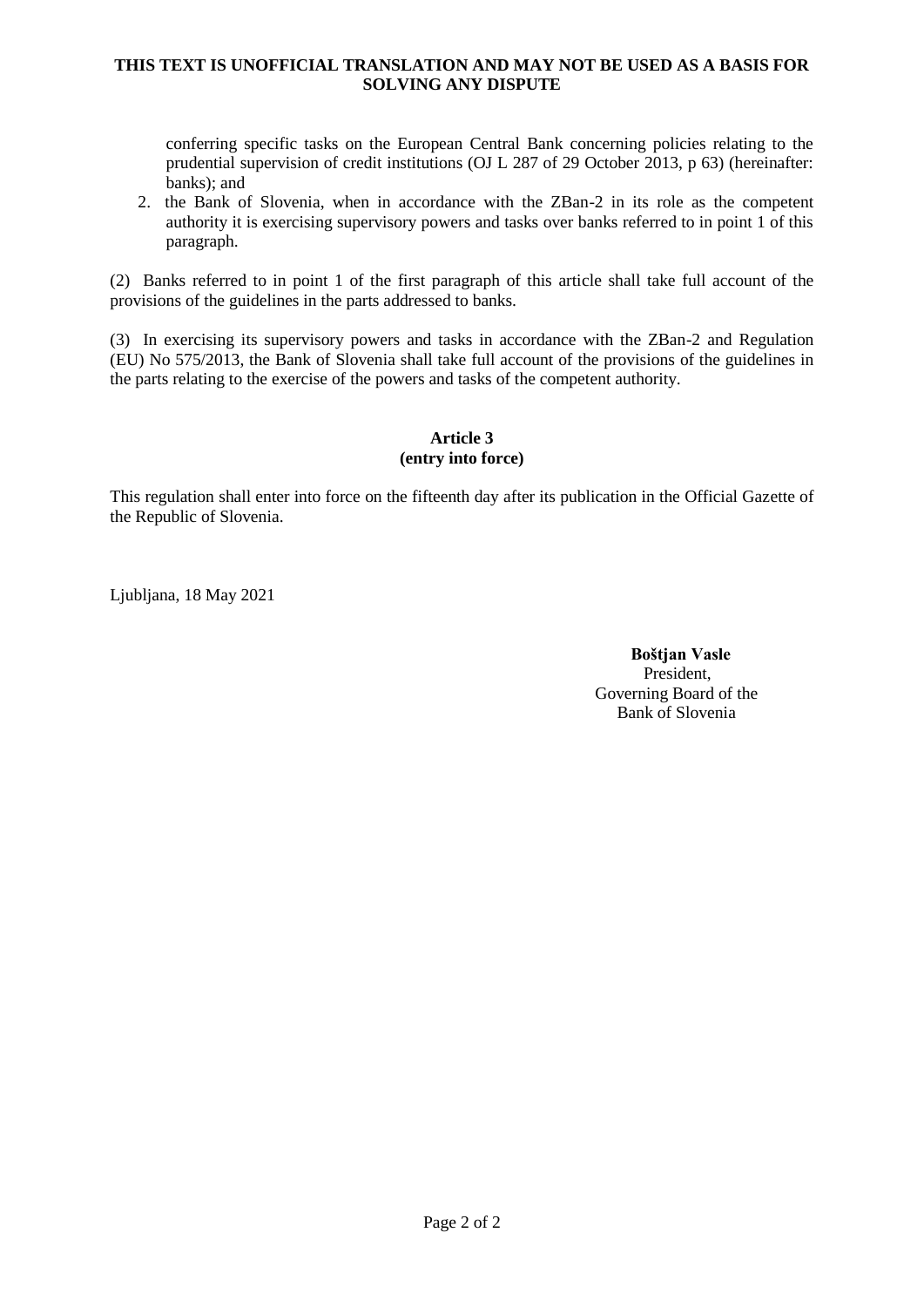conferring specific tasks on the European Central Bank concerning policies relating to the prudential supervision of credit institutions (OJ L 287 of 29 October 2013, p 63) (hereinafter: banks); and

2. the Bank of Slovenia, when in accordance with the ZBan-2 in its role as the competent authority it is exercising supervisory powers and tasks over banks referred to in point 1 of this paragraph.

(2) Banks referred to in point 1 of the first paragraph of this article shall take full account of the provisions of the guidelines in the parts addressed to banks.

(3) In exercising its supervisory powers and tasks in accordance with the ZBan-2 and Regulation (EU) No 575/2013, the Bank of Slovenia shall take full account of the provisions of the guidelines in the parts relating to the exercise of the powers and tasks of the competent authority.

**Article 3**
**(entry into force)**

This regulation shall enter into force on the fifteenth day after its publication in the Official Gazette of the Republic of Slovenia.

Ljubljana, 18 May 2021

**Boštjan Vasle**
President,
Governing Board of the
Bank of Slovenia